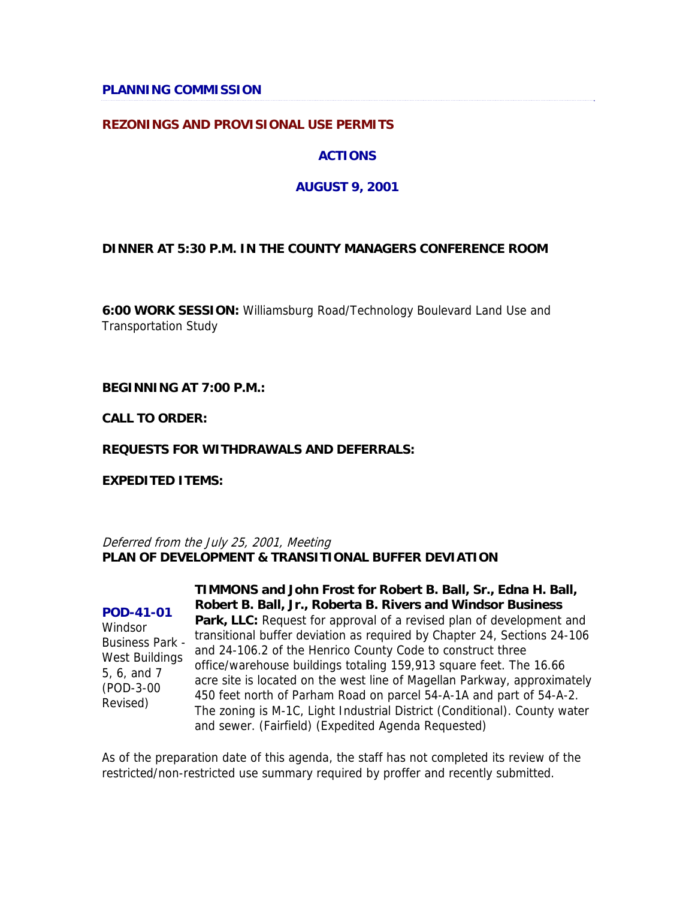**PLANNING COMMISSION**

**REZONINGS AND PROVISIONAL USE PERMITS**

**ACTIONS**

**AUGUST 9, 2001**

**DINNER AT 5:30 P.M. IN THE COUNTY MANAGERS CONFERENCE ROOM**

**6:00 WORK SESSION:** Williamsburg Road/Technology Boulevard Land Use and Transportation Study

**BEGINNING AT 7:00 P.M.:**

**CALL TO ORDER:**

**REQUESTS FOR WITHDRAWALS AND DEFERRALS:**

**EXPEDITED ITEMS:**

*Deferred from the July 25, 2001, Meeting*
**PLAN OF DEVELOPMENT & TRANSITIONAL BUFFER DEVIATION**

**POD-41-01**
Windsor Business Park - West Buildings 5, 6, and 7 (POD-3-00 Revised)

**TIMMONS and John Frost for Robert B. Ball, Sr., Edna H. Ball, Robert B. Ball, Jr., Roberta B. Rivers and Windsor Business Park, LLC:** Request for approval of a revised plan of development and transitional buffer deviation as required by Chapter 24, Sections 24-106 and 24-106.2 of the Henrico County Code to construct three office/warehouse buildings totaling 159,913 square feet. The 16.66 acre site is located on the west line of Magellan Parkway, approximately 450 feet north of Parham Road on parcel 54-A-1A and part of 54-A-2. The zoning is M-1C, Light Industrial District (Conditional). County water and sewer. (Fairfield) (Expedited Agenda Requested)

As of the preparation date of this agenda, the staff has not completed its review of the restricted/non-restricted use summary required by proffer and recently submitted.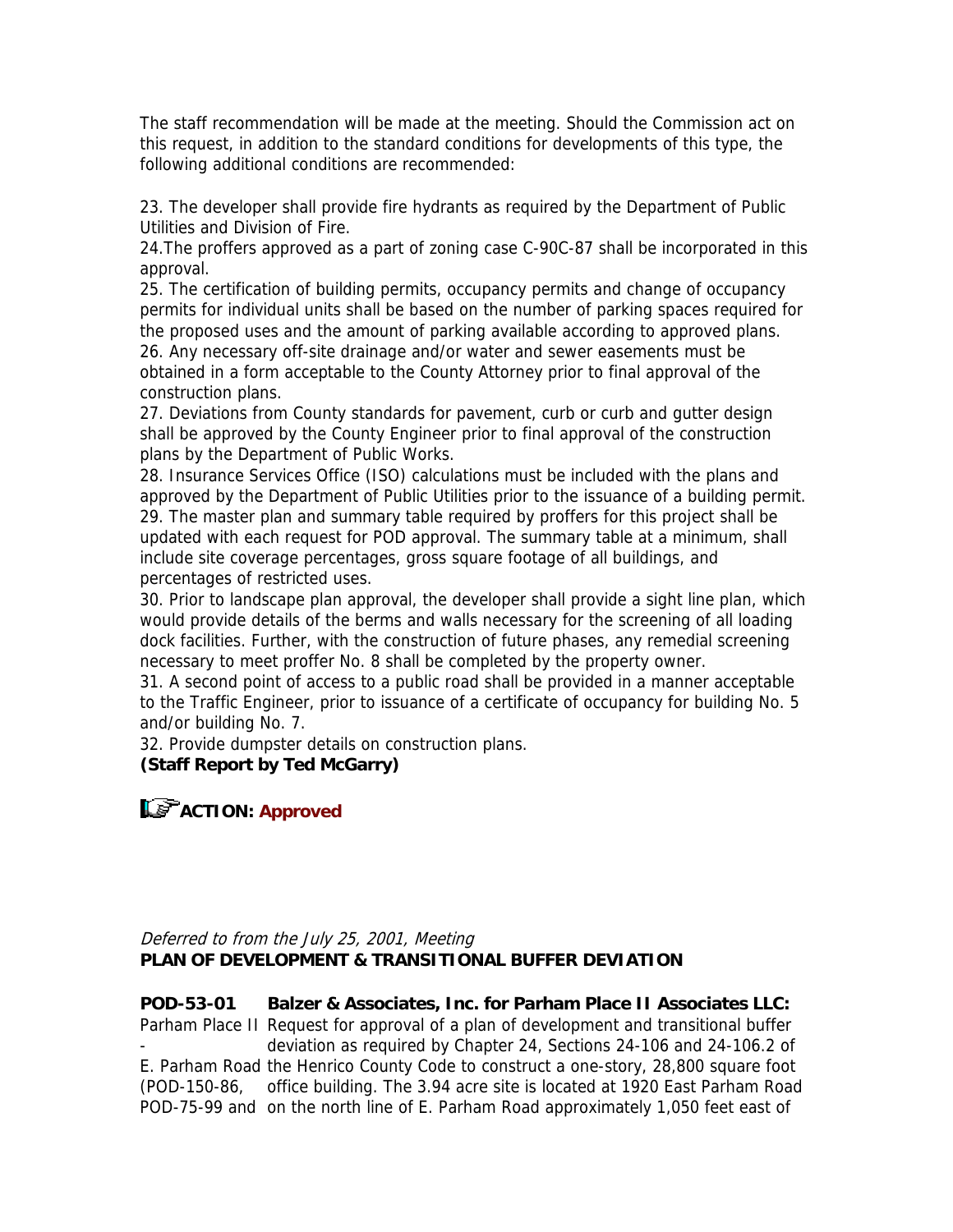The staff recommendation will be made at the meeting. Should the Commission act on this request, in addition to the standard conditions for developments of this type, the following additional conditions are recommended:

23. The developer shall provide fire hydrants as required by the Department of Public Utilities and Division of Fire.
24. The proffers approved as a part of zoning case C-90C-87 shall be incorporated in this approval.
25. The certification of building permits, occupancy permits and change of occupancy permits for individual units shall be based on the number of parking spaces required for the proposed uses and the amount of parking available according to approved plans.
26. Any necessary off-site drainage and/or water and sewer easements must be obtained in a form acceptable to the County Attorney prior to final approval of the construction plans.
27. Deviations from County standards for pavement, curb or curb and gutter design shall be approved by the County Engineer prior to final approval of the construction plans by the Department of Public Works.
28. Insurance Services Office (ISO) calculations must be included with the plans and approved by the Department of Public Utilities prior to the issuance of a building permit.
29. The master plan and summary table required by proffers for this project shall be updated with each request for POD approval. The summary table at a minimum, shall include site coverage percentages, gross square footage of all buildings, and percentages of restricted uses.
30. Prior to landscape plan approval, the developer shall provide a sight line plan, which would provide details of the berms and walls necessary for the screening of all loading dock facilities. Further, with the construction of future phases, any remedial screening necessary to meet proffer No. 8 shall be completed by the property owner.
31. A second point of access to a public road shall be provided in a manner acceptable to the Traffic Engineer, prior to issuance of a certificate of occupancy for building No. 5 and/or building No. 7.
32. Provide dumpster details on construction plans.

**(Staff Report by Ted McGarry)**

**ACTION: Approved**

*Deferred to from the July 25, 2001, Meeting*

**PLAN OF DEVELOPMENT & TRANSITIONAL BUFFER DEVIATION**

**POD-53-01** Parham Place II - E. Parham Road (POD-150-86, POD-75-99 and

**Balzer & Associates, Inc. for Parham Place II Associates LLC:** Request for approval of a plan of development and transitional buffer deviation as required by Chapter 24, Sections 24-106 and 24-106.2 of the Henrico County Code to construct a one-story, 28,800 square foot office building. The 3.94 acre site is located at 1920 East Parham Road on the north line of E. Parham Road approximately 1,050 feet east of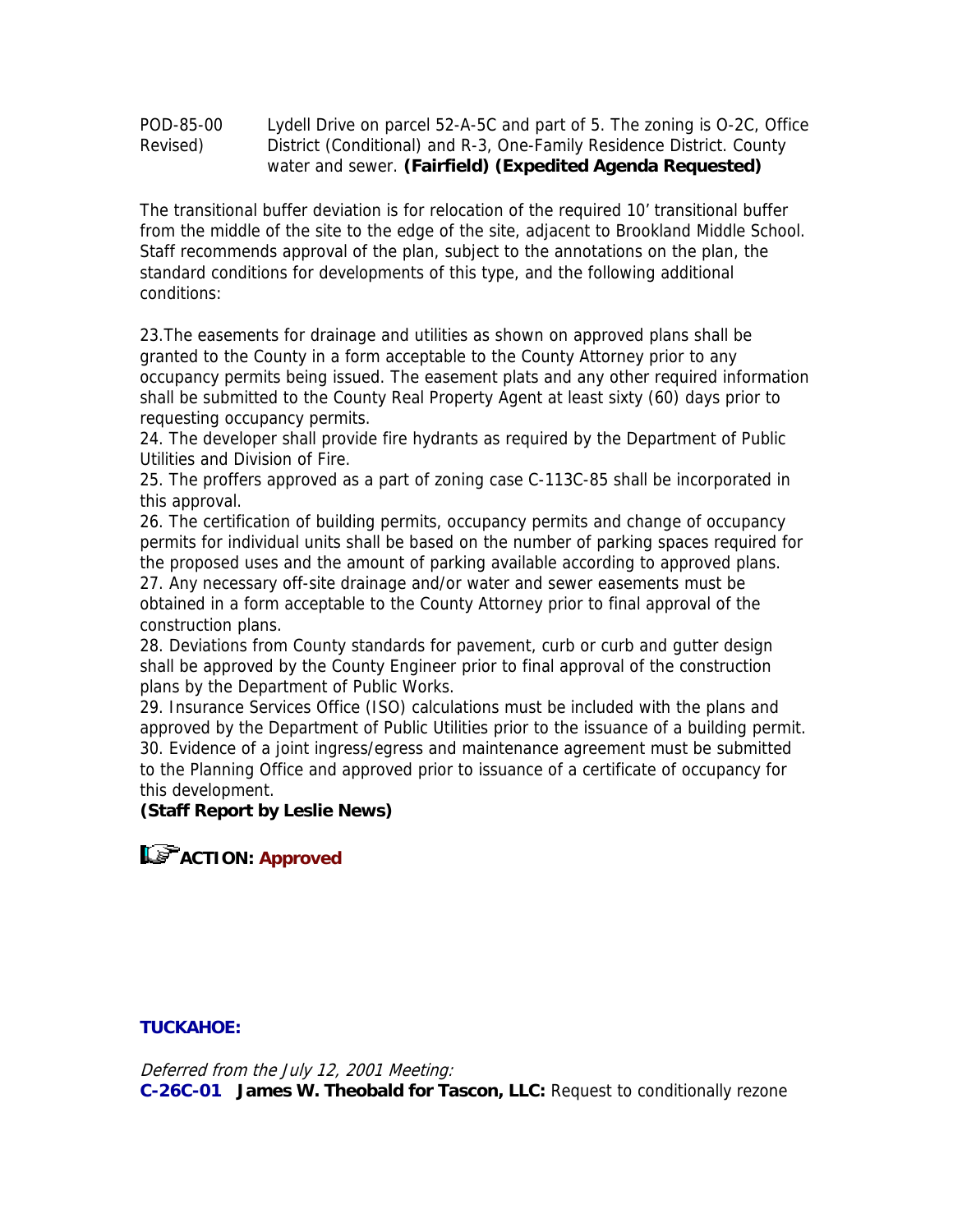POD-85-00 Revised) Lydell Drive on parcel 52-A-5C and part of 5. The zoning is O-2C, Office District (Conditional) and R-3, One-Family Residence District. County water and sewer. **(Fairfield) (Expedited Agenda Requested)**

The transitional buffer deviation is for relocation of the required 10' transitional buffer from the middle of the site to the edge of the site, adjacent to Brookland Middle School. Staff recommends approval of the plan, subject to the annotations on the plan, the standard conditions for developments of this type, and the following additional conditions:

23. The easements for drainage and utilities as shown on approved plans shall be granted to the County in a form acceptable to the County Attorney prior to any occupancy permits being issued. The easement plats and any other required information shall be submitted to the County Real Property Agent at least sixty (60) days prior to requesting occupancy permits.
24. The developer shall provide fire hydrants as required by the Department of Public Utilities and Division of Fire.
25. The proffers approved as a part of zoning case C-113C-85 shall be incorporated in this approval.
26. The certification of building permits, occupancy permits and change of occupancy permits for individual units shall be based on the number of parking spaces required for the proposed uses and the amount of parking available according to approved plans.
27. Any necessary off-site drainage and/or water and sewer easements must be obtained in a form acceptable to the County Attorney prior to final approval of the construction plans.
28. Deviations from County standards for pavement, curb or curb and gutter design shall be approved by the County Engineer prior to final approval of the construction plans by the Department of Public Works.
29. Insurance Services Office (ISO) calculations must be included with the plans and approved by the Department of Public Utilities prior to the issuance of a building permit.
30. Evidence of a joint ingress/egress and maintenance agreement must be submitted to the Planning Office and approved prior to issuance of a certificate of occupancy for this development.

**(Staff Report by Leslie News)**

**ACTION: Approved**

**TUCKAHOE:**

*Deferred from the July 12, 2001 Meeting:*
**C-26C-01 James W. Theobald for Tascon, LLC:** Request to conditionally rezone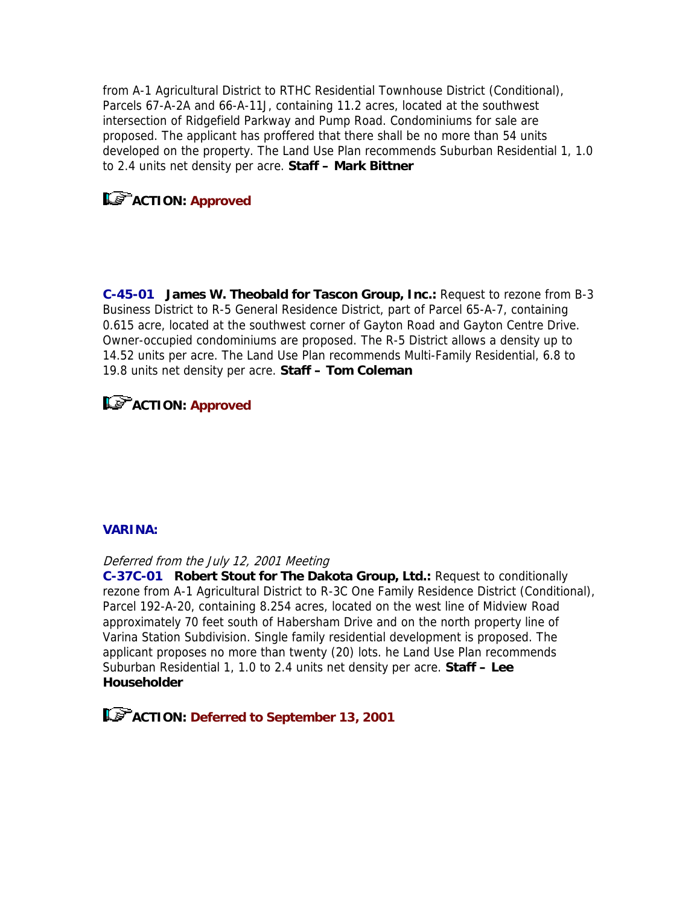from A-1 Agricultural District to RTHC Residential Townhouse District (Conditional), Parcels 67-A-2A and 66-A-11J, containing 11.2 acres, located at the southwest intersection of Ridgefield Parkway and Pump Road. Condominiums for sale are proposed. The applicant has proffered that there shall be no more than 54 units developed on the property. The Land Use Plan recommends Suburban Residential 1, 1.0 to 2.4 units net density per acre. **Staff – Mark Bittner**

**ACTION: Approved**

**C-45-01 James W. Theobald for Tascon Group, Inc.:** Request to rezone from B-3 Business District to R-5 General Residence District, part of Parcel 65-A-7, containing 0.615 acre, located at the southwest corner of Gayton Road and Gayton Centre Drive. Owner-occupied condominiums are proposed. The R-5 District allows a density up to 14.52 units per acre. The Land Use Plan recommends Multi-Family Residential, 6.8 to 19.8 units net density per acre. **Staff – Tom Coleman**

**ACTION: Approved**

**VARINA:**

*Deferred from the July 12, 2001 Meeting*

**C-37C-01 Robert Stout for The Dakota Group, Ltd.:** Request to conditionally rezone from A-1 Agricultural District to R-3C One Family Residence District (Conditional), Parcel 192-A-20, containing 8.254 acres, located on the west line of Midview Road approximately 70 feet south of Habersham Drive and on the north property line of Varina Station Subdivision. Single family residential development is proposed. The applicant proposes no more than twenty (20) lots. he Land Use Plan recommends Suburban Residential 1, 1.0 to 2.4 units net density per acre. **Staff – Lee Householder**

**ACTION: Deferred to September 13, 2001**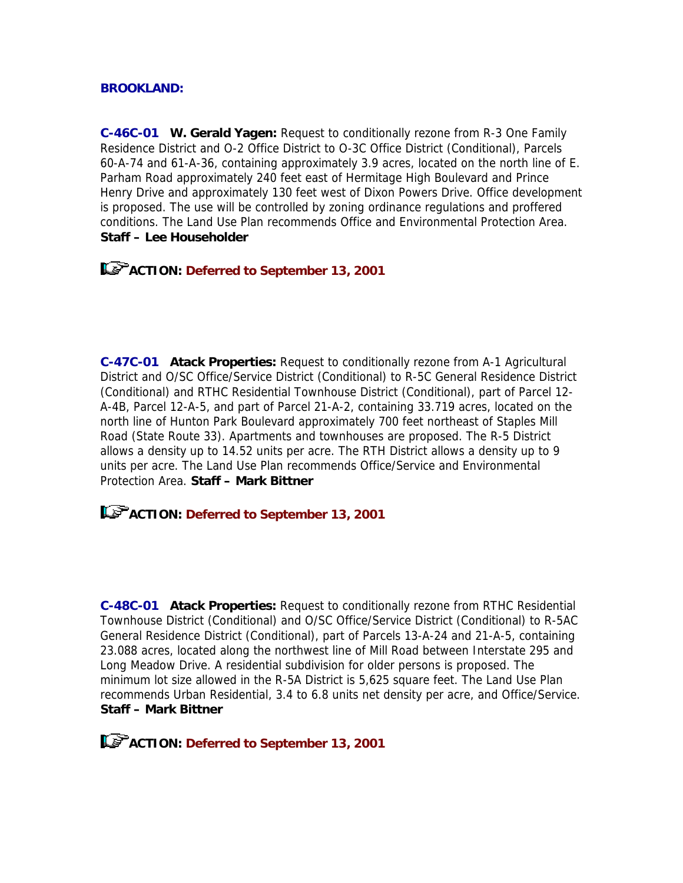**BROOKLAND:**

**C-46C-01** **W. Gerald Yagen:** Request to conditionally rezone from R-3 One Family Residence District and O-2 Office District to O-3C Office District (Conditional), Parcels 60-A-74 and 61-A-36, containing approximately 3.9 acres, located on the north line of E. Parham Road approximately 240 feet east of Hermitage High Boulevard and Prince Henry Drive and approximately 130 feet west of Dixon Powers Drive. Office development is proposed. The use will be controlled by zoning ordinance regulations and proffered conditions. The Land Use Plan recommends Office and Environmental Protection Area. **Staff – Lee Householder**

**ACTION: Deferred to September 13, 2001**

**C-47C-01** **Atack Properties:** Request to conditionally rezone from A-1 Agricultural District and O/SC Office/Service District (Conditional) to R-5C General Residence District (Conditional) and RTHC Residential Townhouse District (Conditional), part of Parcel 12-A-4B, Parcel 12-A-5, and part of Parcel 21-A-2, containing 33.719 acres, located on the north line of Hunton Park Boulevard approximately 700 feet northeast of Staples Mill Road (State Route 33). Apartments and townhouses are proposed. The R-5 District allows a density up to 14.52 units per acre. The RTH District allows a density up to 9 units per acre. The Land Use Plan recommends Office/Service and Environmental Protection Area. **Staff – Mark Bittner**

**ACTION: Deferred to September 13, 2001**

**C-48C-01** **Atack Properties:** Request to conditionally rezone from RTHC Residential Townhouse District (Conditional) and O/SC Office/Service District (Conditional) to R-5AC General Residence District (Conditional), part of Parcels 13-A-24 and 21-A-5, containing 23.088 acres, located along the northwest line of Mill Road between Interstate 295 and Long Meadow Drive. A residential subdivision for older persons is proposed. The minimum lot size allowed in the R-5A District is 5,625 square feet. The Land Use Plan recommends Urban Residential, 3.4 to 6.8 units net density per acre, and Office/Service. **Staff – Mark Bittner**

**ACTION: Deferred to September 13, 2001**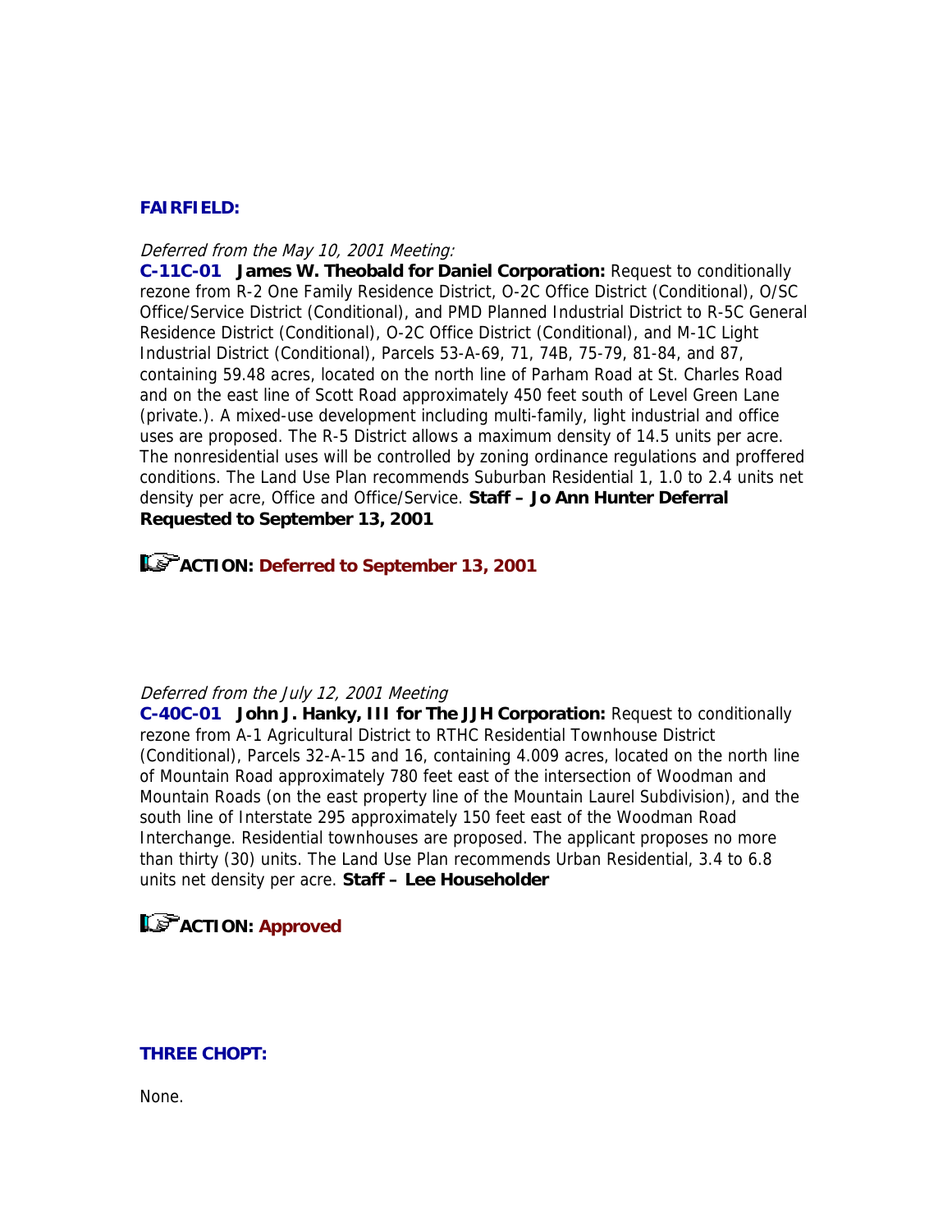**FAIRFIELD:**

*Deferred from the May 10, 2001 Meeting:*

**C-11C-01 James W. Theobald for Daniel Corporation:** Request to conditionally rezone from R-2 One Family Residence District, O-2C Office District (Conditional), O/SC Office/Service District (Conditional), and PMD Planned Industrial District to R-5C General Residence District (Conditional), O-2C Office District (Conditional), and M-1C Light Industrial District (Conditional), Parcels 53-A-69, 71, 74B, 75-79, 81-84, and 87, containing 59.48 acres, located on the north line of Parham Road at St. Charles Road and on the east line of Scott Road approximately 450 feet south of Level Green Lane (private.). A mixed-use development including multi-family, light industrial and office uses are proposed. The R-5 District allows a maximum density of 14.5 units per acre. The nonresidential uses will be controlled by zoning ordinance regulations and proffered conditions. The Land Use Plan recommends Suburban Residential 1, 1.0 to 2.4 units net density per acre, Office and Office/Service. **Staff – Jo Ann Hunter Deferral Requested to September 13, 2001**

**ACTION: Deferred to September 13, 2001**

*Deferred from the July 12, 2001 Meeting*

**C-40C-01 John J. Hanky, III for The JJH Corporation:** Request to conditionally rezone from A-1 Agricultural District to RTHC Residential Townhouse District (Conditional), Parcels 32-A-15 and 16, containing 4.009 acres, located on the north line of Mountain Road approximately 780 feet east of the intersection of Woodman and Mountain Roads (on the east property line of the Mountain Laurel Subdivision), and the south line of Interstate 295 approximately 150 feet east of the Woodman Road Interchange. Residential townhouses are proposed. The applicant proposes no more than thirty (30) units. The Land Use Plan recommends Urban Residential, 3.4 to 6.8 units net density per acre. **Staff – Lee Householder**

**ACTION: Approved**

**THREE CHOPT:**

None.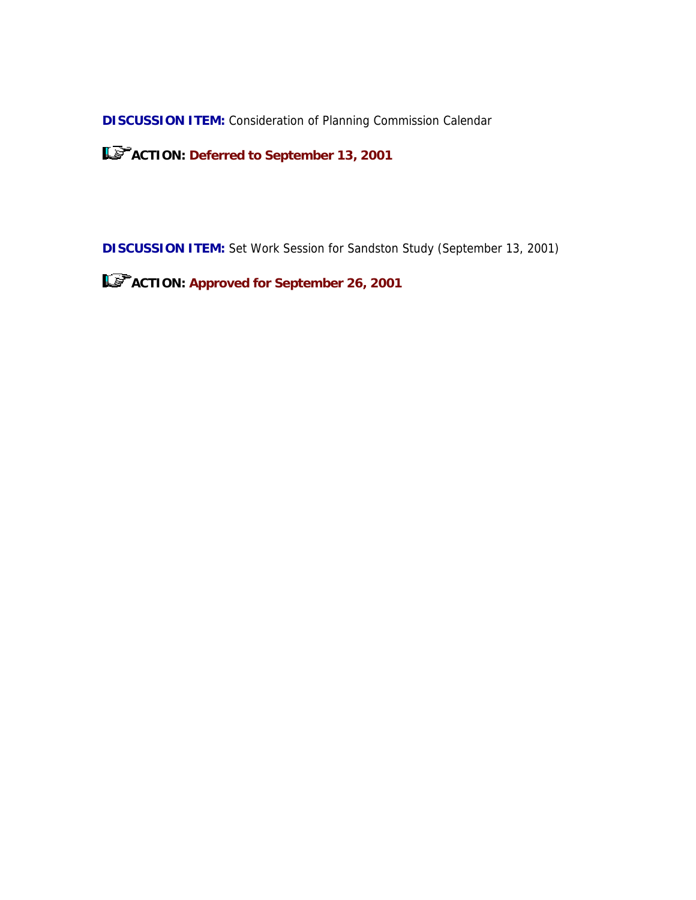**DISCUSSION ITEM:** Consideration of Planning Commission Calendar

**ACTION: Deferred to September 13, 2001**

**DISCUSSION ITEM:** Set Work Session for Sandston Study (September 13, 2001)

**ACTION: Approved for September 26, 2001**